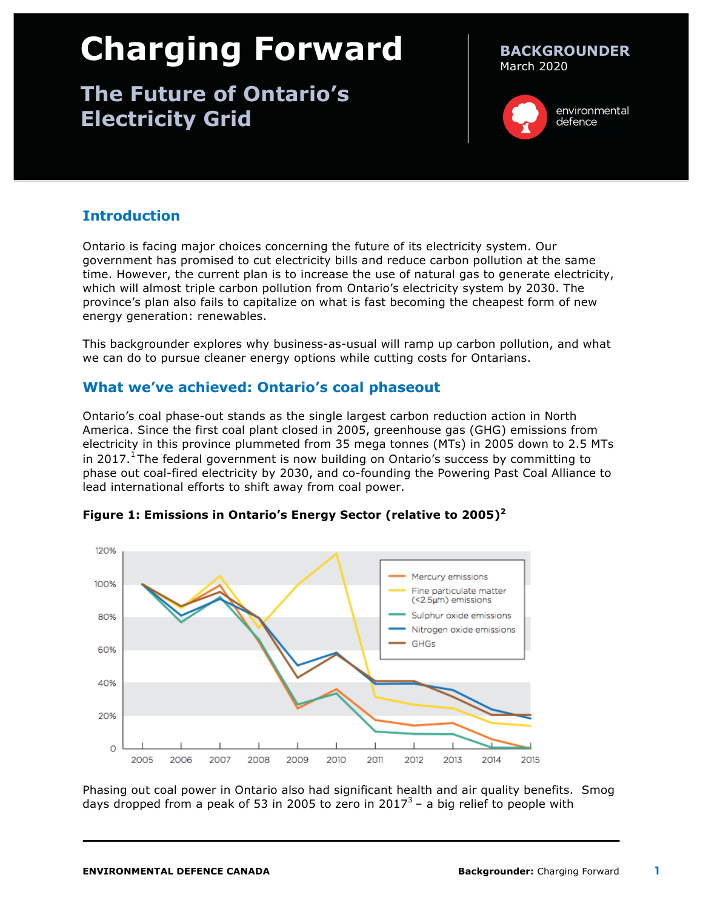# Charging Forward

## The Future of Ontario's Electricity Grid

**BACKGROUNDER**
March 2020

environmental defence

## Introduction

Ontario is facing major choices concerning the future of its electricity system. Our government has promised to cut electricity bills and reduce carbon pollution at the same time. However, the current plan is to increase the use of natural gas to generate electricity, which will almost triple carbon pollution from Ontario's electricity system by 2030. The province's plan also fails to capitalize on what is fast becoming the cheapest form of new energy generation: renewables.

This backgrounder explores why business-as-usual will ramp up carbon pollution, and what we can do to pursue cleaner energy options while cutting costs for Ontarians.

## What we've achieved: Ontario's coal phaseout

Ontario's coal phase-out stands as the single largest carbon reduction action in North America. Since the first coal plant closed in 2005, greenhouse gas (GHG) emissions from electricity in this province plummeted from 35 mega tonnes (MTs) in 2005 down to 2.5 MTs in 2017.[1] The federal government is now building on Ontario's success by committing to phase out coal-fired electricity by 2030, and co-founding the Powering Past Coal Alliance to lead international efforts to shift away from coal power.

**Figure 1: Emissions in Ontario's Energy Sector (relative to 2005)[2]**

Phasing out coal power in Ontario also had significant health and air quality benefits. Smog days dropped from a peak of 53 in 2005 to zero in 2017[3] – a big relief to people with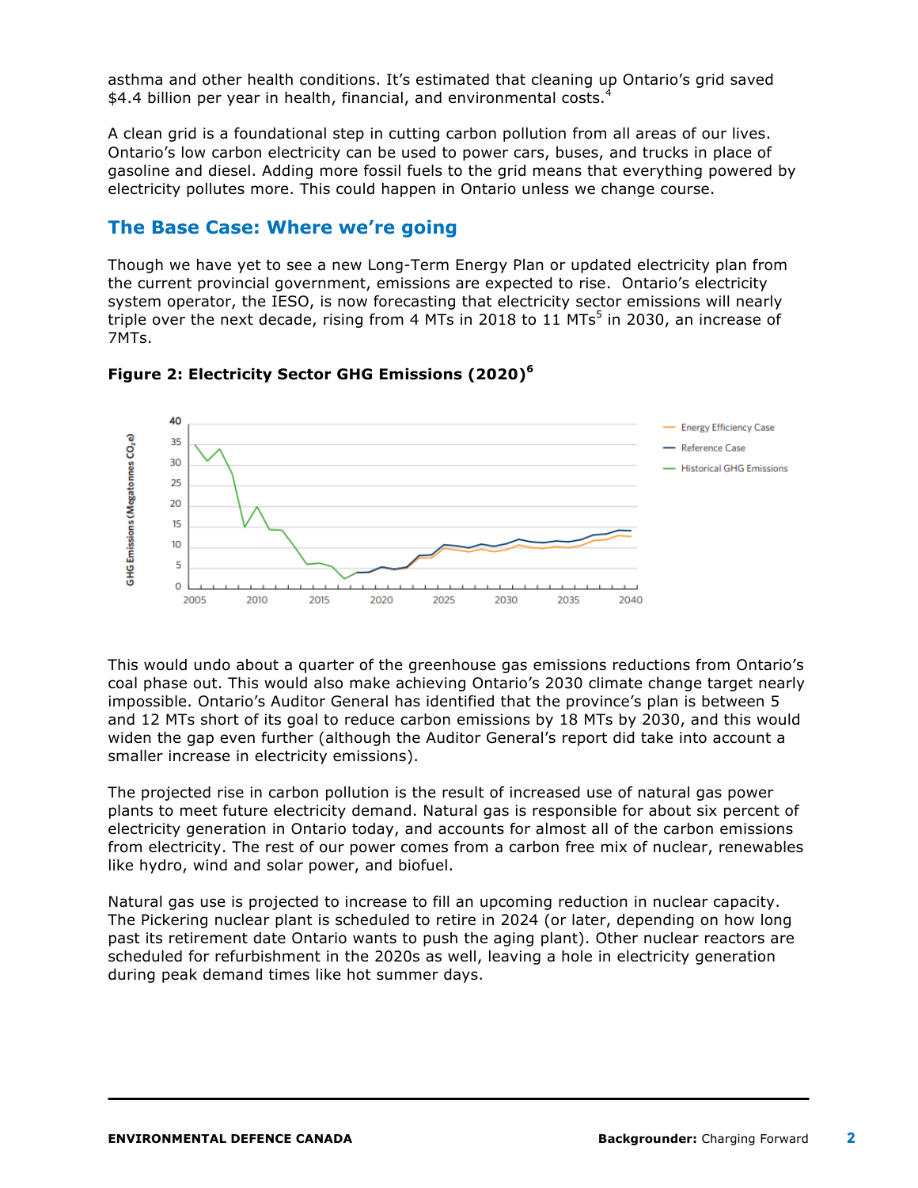asthma and other health conditions. It's estimated that cleaning up Ontario's grid saved $4.4 billion per year in health, financial, and environmental costs.[4]

A clean grid is a foundational step in cutting carbon pollution from all areas of our lives. Ontario's low carbon electricity can be used to power cars, buses, and trucks in place of gasoline and diesel. Adding more fossil fuels to the grid means that everything powered by electricity pollutes more. This could happen in Ontario unless we change course.

## The Base Case: Where we're going

Though we have yet to see a new Long-Term Energy Plan or updated electricity plan from the current provincial government, emissions are expected to rise. Ontario's electricity system operator, the IESO, is now forecasting that electricity sector emissions will nearly triple over the next decade, rising from 4 MTs in 2018 to 11 MTs[5] in 2030, an increase of 7MTs.

**Figure 2: Electricity Sector GHG Emissions (2020)[6]**

This would undo about a quarter of the greenhouse gas emissions reductions from Ontario's coal phase out. This would also make achieving Ontario's 2030 climate change target nearly impossible. Ontario's Auditor General has identified that the province's plan is between 5 and 12 MTs short of its goal to reduce carbon emissions by 18 MTs by 2030, and this would widen the gap even further (although the Auditor General's report did take into account a smaller increase in electricity emissions).

The projected rise in carbon pollution is the result of increased use of natural gas power plants to meet future electricity demand. Natural gas is responsible for about six percent of electricity generation in Ontario today, and accounts for almost all of the carbon emissions from electricity. The rest of our power comes from a carbon free mix of nuclear, renewables like hydro, wind and solar power, and biofuel.

Natural gas use is projected to increase to fill an upcoming reduction in nuclear capacity. The Pickering nuclear plant is scheduled to retire in 2024 (or later, depending on how long past its retirement date Ontario wants to push the aging plant). Other nuclear reactors are scheduled for refurbishment in the 2020s as well, leaving a hole in electricity generation during peak demand times like hot summer days.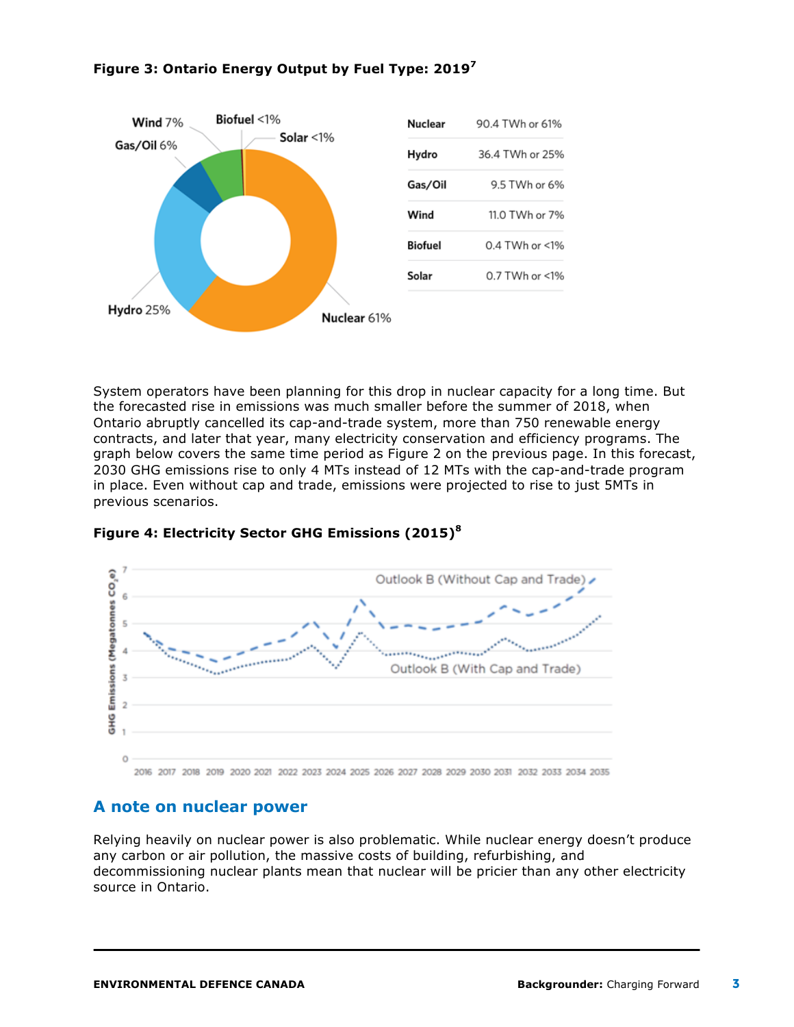**Figure 3: Ontario Energy Output by Fuel Type: 2019**[7]

| | |
|---|---|
| Nuclear | 90.4 TWh or 61% |
| Hydro | 36.4 TWh or 25% |
| Gas/Oil | 9.5 TWh or 6% |
| Wind | 11.0 TWh or 7% |
| Biofuel | 0.4 TWh or <1% |
| Solar | 0.7 TWh or <1% |

System operators have been planning for this drop in nuclear capacity for a long time. But the forecasted rise in emissions was much smaller before the summer of 2018, when Ontario abruptly cancelled its cap-and-trade system, more than 750 renewable energy contracts, and later that year, many electricity conservation and efficiency programs. The graph below covers the same time period as Figure 2 on the previous page. In this forecast, 2030 GHG emissions rise to only 4 MTs instead of 12 MTs with the cap-and-trade program in place. Even without cap and trade, emissions were projected to rise to just 5MTs in previous scenarios.

**Figure 4: Electricity Sector GHG Emissions (2015)**[8]

## A note on nuclear power

Relying heavily on nuclear power is also problematic. While nuclear energy doesn't produce any carbon or air pollution, the massive costs of building, refurbishing, and decommissioning nuclear plants mean that nuclear will be pricier than any other electricity source in Ontario.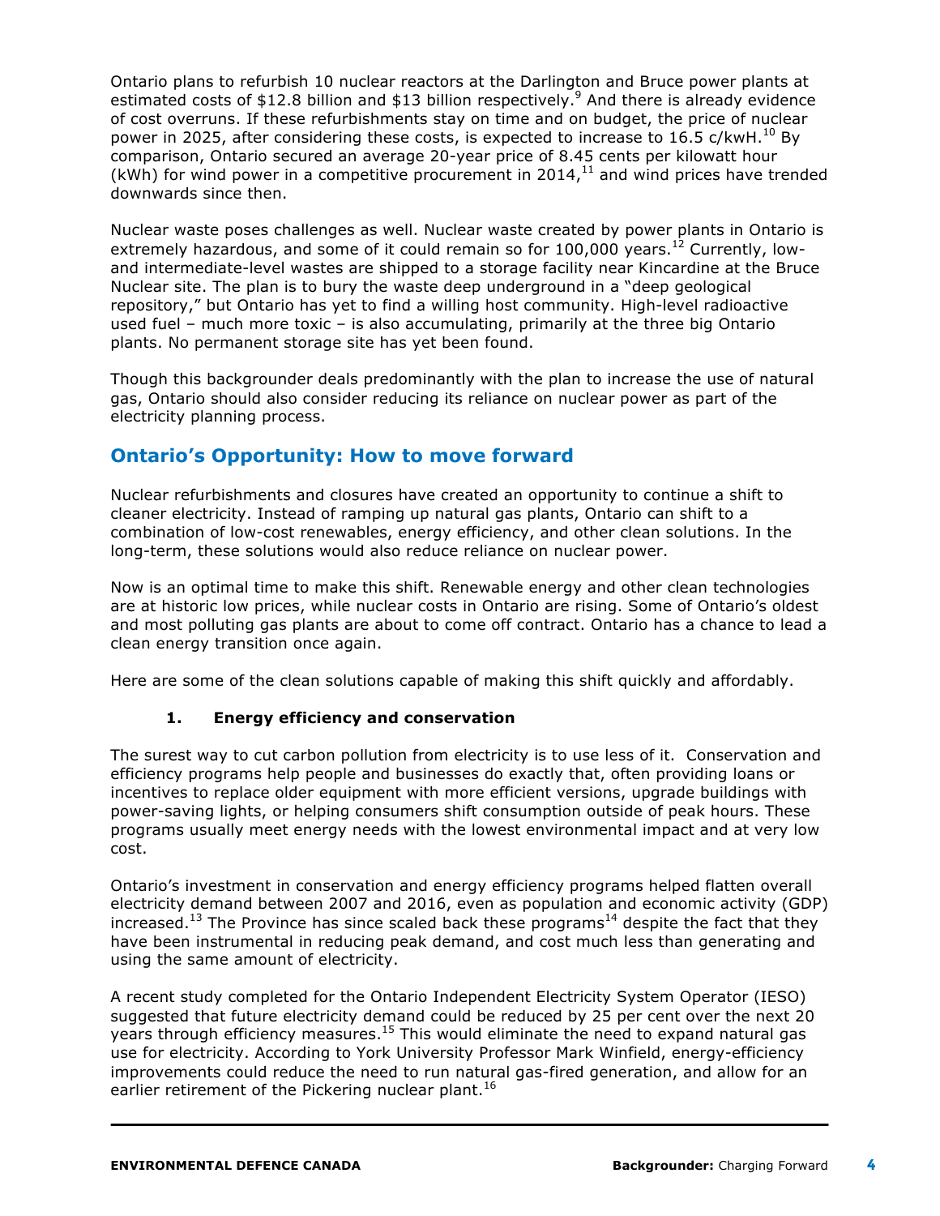Ontario plans to refurbish 10 nuclear reactors at the Darlington and Bruce power plants at estimated costs of $12.8 billion and $13 billion respectively.[9] And there is already evidence of cost overruns. If these refurbishments stay on time and on budget, the price of nuclear power in 2025, after considering these costs, is expected to increase to 16.5 c/kwH.[10] By comparison, Ontario secured an average 20-year price of 8.45 cents per kilowatt hour (kWh) for wind power in a competitive procurement in 2014,[11] and wind prices have trended downwards since then.

Nuclear waste poses challenges as well. Nuclear waste created by power plants in Ontario is extremely hazardous, and some of it could remain so for 100,000 years.[12] Currently, low- and intermediate-level wastes are shipped to a storage facility near Kincardine at the Bruce Nuclear site. The plan is to bury the waste deep underground in a "deep geological repository," but Ontario has yet to find a willing host community. High-level radioactive used fuel – much more toxic – is also accumulating, primarily at the three big Ontario plants. No permanent storage site has yet been found.

Though this backgrounder deals predominantly with the plan to increase the use of natural gas, Ontario should also consider reducing its reliance on nuclear power as part of the electricity planning process.

## Ontario's Opportunity: How to move forward

Nuclear refurbishments and closures have created an opportunity to continue a shift to cleaner electricity. Instead of ramping up natural gas plants, Ontario can shift to a combination of low-cost renewables, energy efficiency, and other clean solutions. In the long-term, these solutions would also reduce reliance on nuclear power.

Now is an optimal time to make this shift. Renewable energy and other clean technologies are at historic low prices, while nuclear costs in Ontario are rising. Some of Ontario's oldest and most polluting gas plants are about to come off contract. Ontario has a chance to lead a clean energy transition once again.

Here are some of the clean solutions capable of making this shift quickly and affordably.

### 1. Energy efficiency and conservation

The surest way to cut carbon pollution from electricity is to use less of it. Conservation and efficiency programs help people and businesses do exactly that, often providing loans or incentives to replace older equipment with more efficient versions, upgrade buildings with power-saving lights, or helping consumers shift consumption outside of peak hours. These programs usually meet energy needs with the lowest environmental impact and at very low cost.

Ontario's investment in conservation and energy efficiency programs helped flatten overall electricity demand between 2007 and 2016, even as population and economic activity (GDP) increased.[13] The Province has since scaled back these programs[14] despite the fact that they have been instrumental in reducing peak demand, and cost much less than generating and using the same amount of electricity.

A recent study completed for the Ontario Independent Electricity System Operator (IESO) suggested that future electricity demand could be reduced by 25 per cent over the next 20 years through efficiency measures.[15] This would eliminate the need to expand natural gas use for electricity. According to York University Professor Mark Winfield, energy-efficiency improvements could reduce the need to run natural gas-fired generation, and allow for an earlier retirement of the Pickering nuclear plant.[16]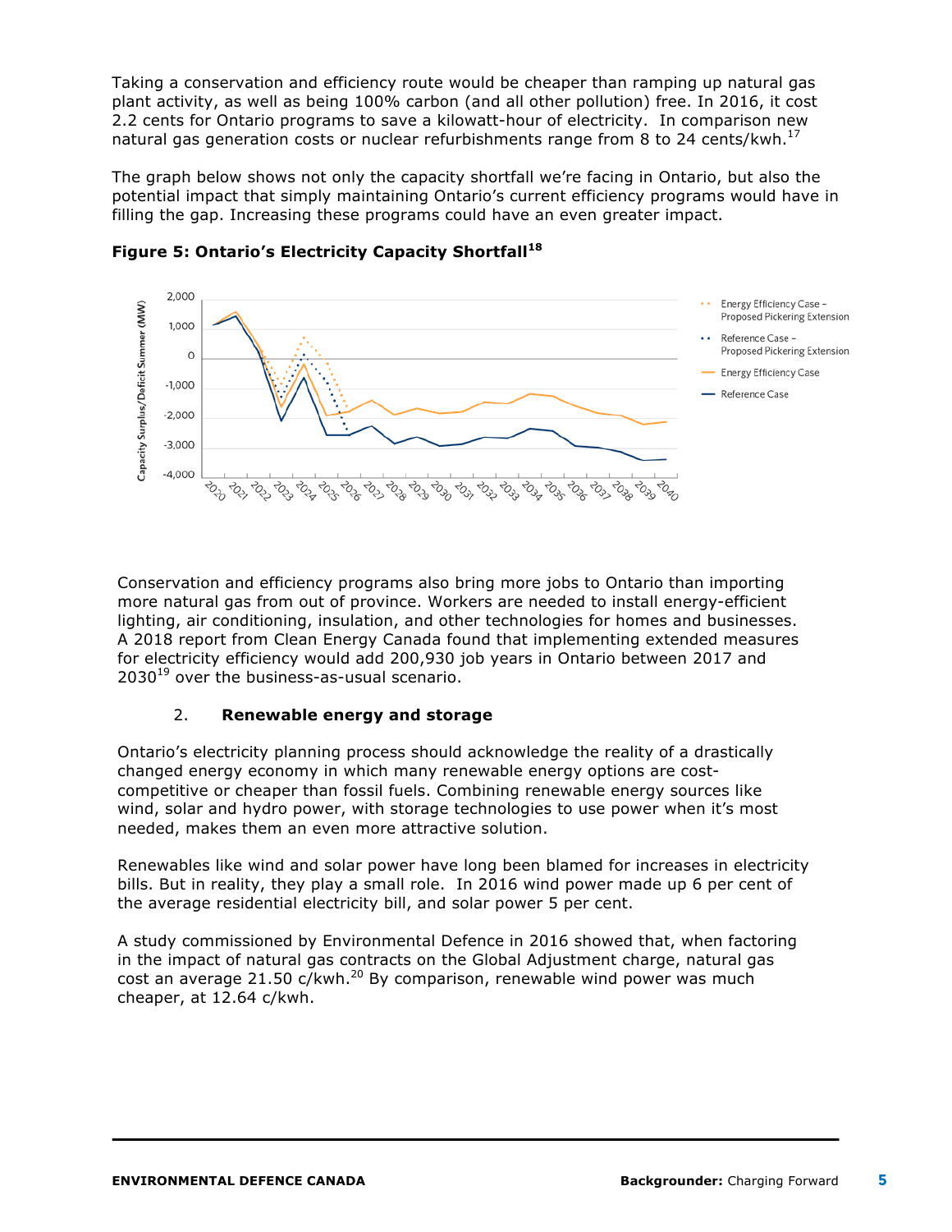Taking a conservation and efficiency route would be cheaper than ramping up natural gas plant activity, as well as being 100% carbon (and all other pollution) free. In 2016, it cost 2.2 cents for Ontario programs to save a kilowatt-hour of electricity. In comparison new natural gas generation costs or nuclear refurbishments range from 8 to 24 cents/kwh.[17]

The graph below shows not only the capacity shortfall we're facing in Ontario, but also the potential impact that simply maintaining Ontario's current efficiency programs would have in filling the gap. Increasing these programs could have an even greater impact.

**Figure 5: Ontario's Electricity Capacity Shortfall[18]**

Conservation and efficiency programs also bring more jobs to Ontario than importing more natural gas from out of province. Workers are needed to install energy-efficient lighting, air conditioning, insulation, and other technologies for homes and businesses. A 2018 report from Clean Energy Canada found that implementing extended measures for electricity efficiency would add 200,930 job years in Ontario between 2017 and 2030[19] over the business-as-usual scenario.

## 2. Renewable energy and storage

Ontario's electricity planning process should acknowledge the reality of a drastically changed energy economy in which many renewable energy options are cost-competitive or cheaper than fossil fuels. Combining renewable energy sources like wind, solar and hydro power, with storage technologies to use power when it's most needed, makes them an even more attractive solution.

Renewables like wind and solar power have long been blamed for increases in electricity bills. But in reality, they play a small role. In 2016 wind power made up 6 per cent of the average residential electricity bill, and solar power 5 per cent.

A study commissioned by Environmental Defence in 2016 showed that, when factoring in the impact of natural gas contracts on the Global Adjustment charge, natural gas cost an average 21.50 c/kwh.[20] By comparison, renewable wind power was much cheaper, at 12.64 c/kwh.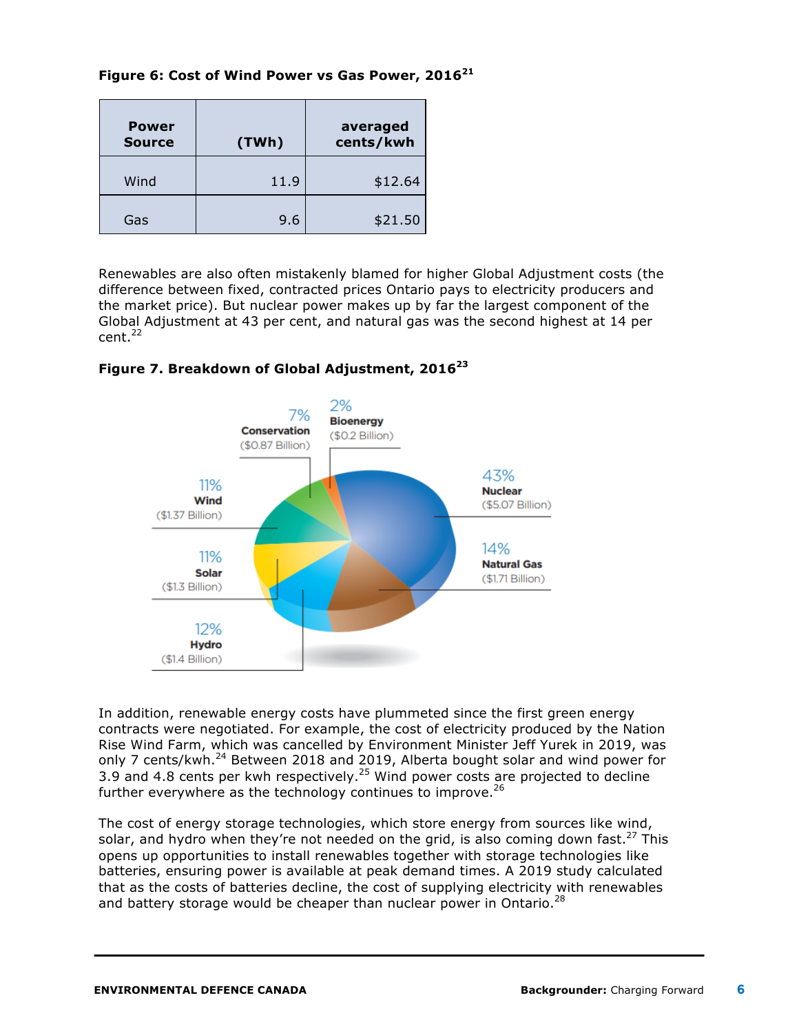**Figure 6: Cost of Wind Power vs Gas Power, 2016[21]**

| Power Source | (TWh) | averaged cents/kwh |
|---|---|---|
| Wind | 11.9 | $12.64 |
| Gas | 9.6 | $21.50 |

Renewables are also often mistakenly blamed for higher Global Adjustment costs (the difference between fixed, contracted prices Ontario pays to electricity producers and the market price). But nuclear power makes up by far the largest component of the Global Adjustment at 43 per cent, and natural gas was the second highest at 14 per cent.[22]

**Figure 7. Breakdown of Global Adjustment, 2016[23]**

- 43% Nuclear ($5.07 Billion)
- 14% Natural Gas ($1.71 Billion)
- 12% Hydro ($1.4 Billion)
- 11% Solar ($1.3 Billion)
- 11% Wind ($1.37 Billion)
- 7% Conservation ($0.87 Billion)
- 2% Bioenergy ($0.2 Billion)

In addition, renewable energy costs have plummeted since the first green energy contracts were negotiated. For example, the cost of electricity produced by the Nation Rise Wind Farm, which was cancelled by Environment Minister Jeff Yurek in 2019, was only 7 cents/kwh.[24] Between 2018 and 2019, Alberta bought solar and wind power for 3.9 and 4.8 cents per kwh respectively.[25] Wind power costs are projected to decline further everywhere as the technology continues to improve.[26]

The cost of energy storage technologies, which store energy from sources like wind, solar, and hydro when they're not needed on the grid, is also coming down fast.[27] This opens up opportunities to install renewables together with storage technologies like batteries, ensuring power is available at peak demand times. A 2019 study calculated that as the costs of batteries decline, the cost of supplying electricity with renewables and battery storage would be cheaper than nuclear power in Ontario.[28]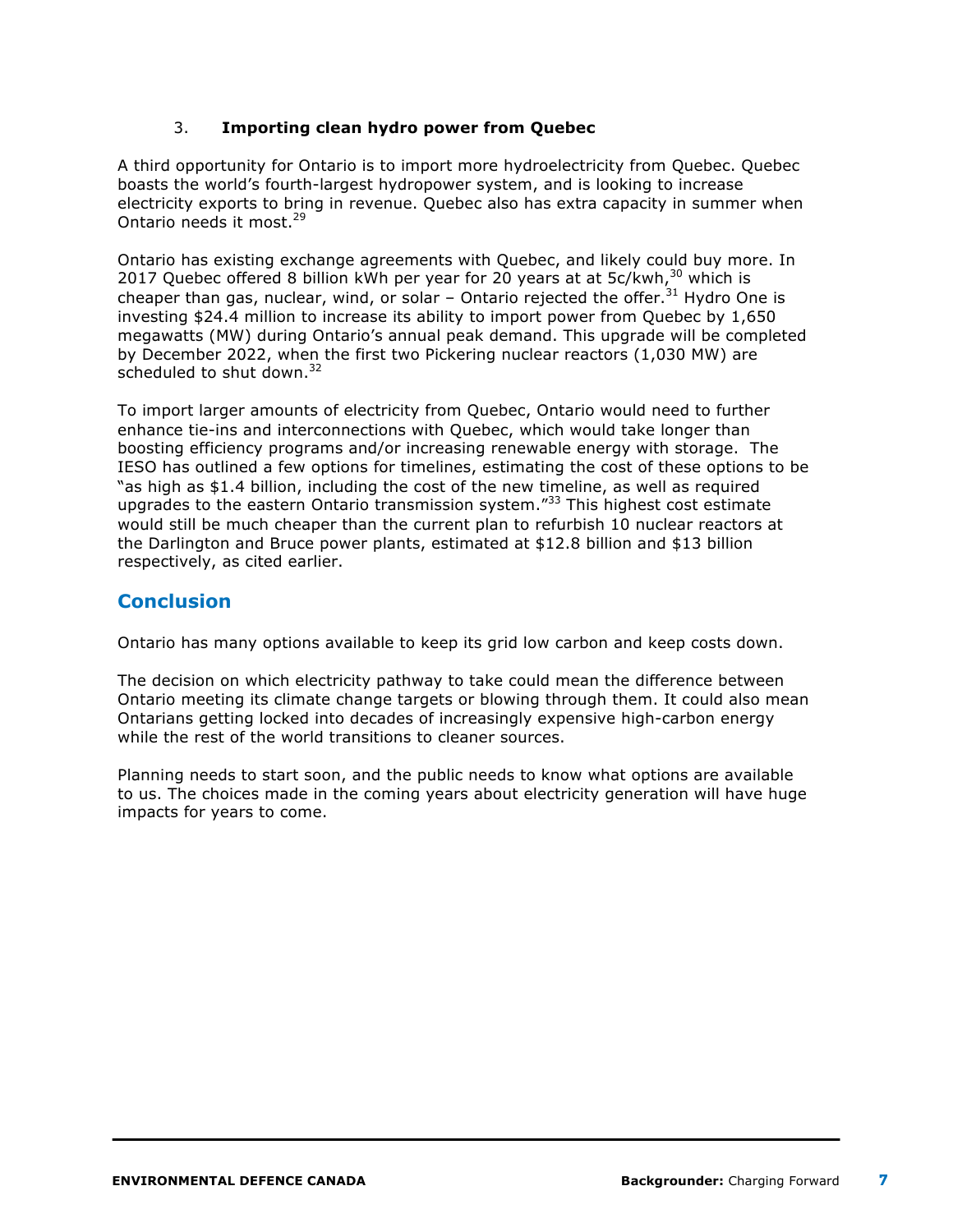3. **Importing clean hydro power from Quebec**

A third opportunity for Ontario is to import more hydroelectricity from Quebec. Quebec boasts the world's fourth-largest hydropower system, and is looking to increase electricity exports to bring in revenue. Quebec also has extra capacity in summer when Ontario needs it most.[29]

Ontario has existing exchange agreements with Quebec, and likely could buy more. In 2017 Quebec offered 8 billion kWh per year for 20 years at at 5c/kwh,[30] which is cheaper than gas, nuclear, wind, or solar – Ontario rejected the offer.[31] Hydro One is investing $24.4 million to increase its ability to import power from Quebec by 1,650 megawatts (MW) during Ontario's annual peak demand. This upgrade will be completed by December 2022, when the first two Pickering nuclear reactors (1,030 MW) are scheduled to shut down.[32]

To import larger amounts of electricity from Quebec, Ontario would need to further enhance tie-ins and interconnections with Quebec, which would take longer than boosting efficiency programs and/or increasing renewable energy with storage. The IESO has outlined a few options for timelines, estimating the cost of these options to be "as high as $1.4 billion, including the cost of the new timeline, as well as required upgrades to the eastern Ontario transmission system."[33] This highest cost estimate would still be much cheaper than the current plan to refurbish 10 nuclear reactors at the Darlington and Bruce power plants, estimated at $12.8 billion and $13 billion respectively, as cited earlier.

## Conclusion

Ontario has many options available to keep its grid low carbon and keep costs down.

The decision on which electricity pathway to take could mean the difference between Ontario meeting its climate change targets or blowing through them. It could also mean Ontarians getting locked into decades of increasingly expensive high-carbon energy while the rest of the world transitions to cleaner sources.

Planning needs to start soon, and the public needs to know what options are available to us. The choices made in the coming years about electricity generation will have huge impacts for years to come.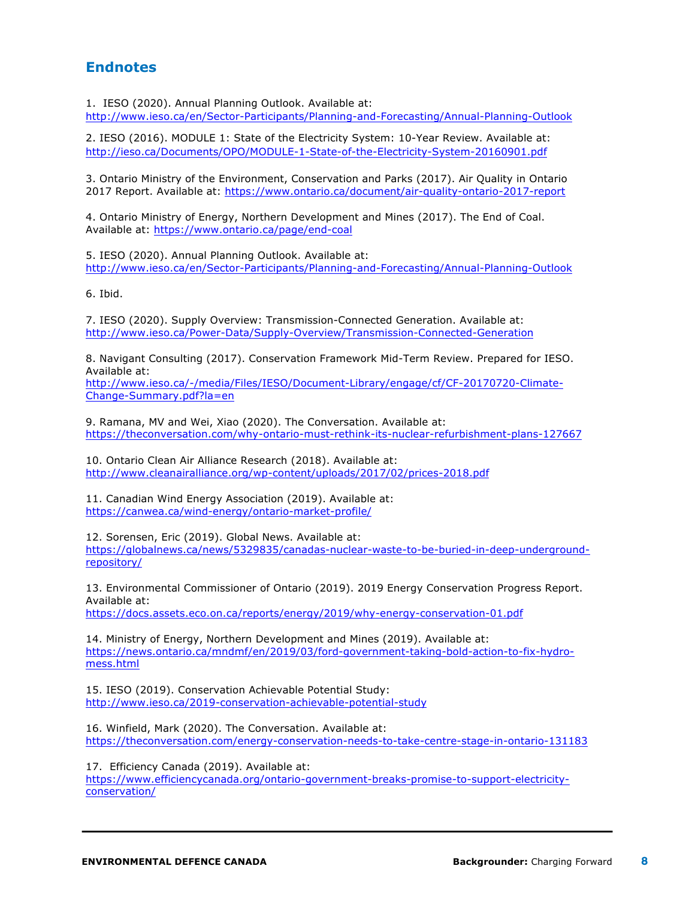## Endnotes

1. IESO (2020). Annual Planning Outlook. Available at: http://www.ieso.ca/en/Sector-Participants/Planning-and-Forecasting/Annual-Planning-Outlook

2. IESO (2016). MODULE 1: State of the Electricity System: 10-Year Review. Available at: http://ieso.ca/Documents/OPO/MODULE-1-State-of-the-Electricity-System-20160901.pdf

3. Ontario Ministry of the Environment, Conservation and Parks (2017). Air Quality in Ontario 2017 Report. Available at: https://www.ontario.ca/document/air-quality-ontario-2017-report

4. Ontario Ministry of Energy, Northern Development and Mines (2017). The End of Coal. Available at: https://www.ontario.ca/page/end-coal

5. IESO (2020). Annual Planning Outlook. Available at: http://www.ieso.ca/en/Sector-Participants/Planning-and-Forecasting/Annual-Planning-Outlook

6. Ibid.

7. IESO (2020). Supply Overview: Transmission-Connected Generation. Available at: http://www.ieso.ca/Power-Data/Supply-Overview/Transmission-Connected-Generation

8. Navigant Consulting (2017). Conservation Framework Mid-Term Review. Prepared for IESO. Available at: http://www.ieso.ca/-/media/Files/IESO/Document-Library/engage/cf/CF-20170720-Climate-Change-Summary.pdf?la=en

9. Ramana, MV and Wei, Xiao (2020). The Conversation. Available at: https://theconversation.com/why-ontario-must-rethink-its-nuclear-refurbishment-plans-127667

10. Ontario Clean Air Alliance Research (2018). Available at: http://www.cleanairalliance.org/wp-content/uploads/2017/02/prices-2018.pdf

11. Canadian Wind Energy Association (2019). Available at: https://canwea.ca/wind-energy/ontario-market-profile/

12. Sorensen, Eric (2019). Global News. Available at: https://globalnews.ca/news/5329835/canadas-nuclear-waste-to-be-buried-in-deep-underground-repository/

13. Environmental Commissioner of Ontario (2019). 2019 Energy Conservation Progress Report. Available at: https://docs.assets.eco.on.ca/reports/energy/2019/why-energy-conservation-01.pdf

14. Ministry of Energy, Northern Development and Mines (2019). Available at: https://news.ontario.ca/mndmf/en/2019/03/ford-government-taking-bold-action-to-fix-hydro-mess.html

15. IESO (2019). Conservation Achievable Potential Study: http://www.ieso.ca/2019-conservation-achievable-potential-study

16. Winfield, Mark (2020). The Conversation. Available at: https://theconversation.com/energy-conservation-needs-to-take-centre-stage-in-ontario-131183

17. Efficiency Canada (2019). Available at: https://www.efficiencycanada.org/ontario-government-breaks-promise-to-support-electricity-conservation/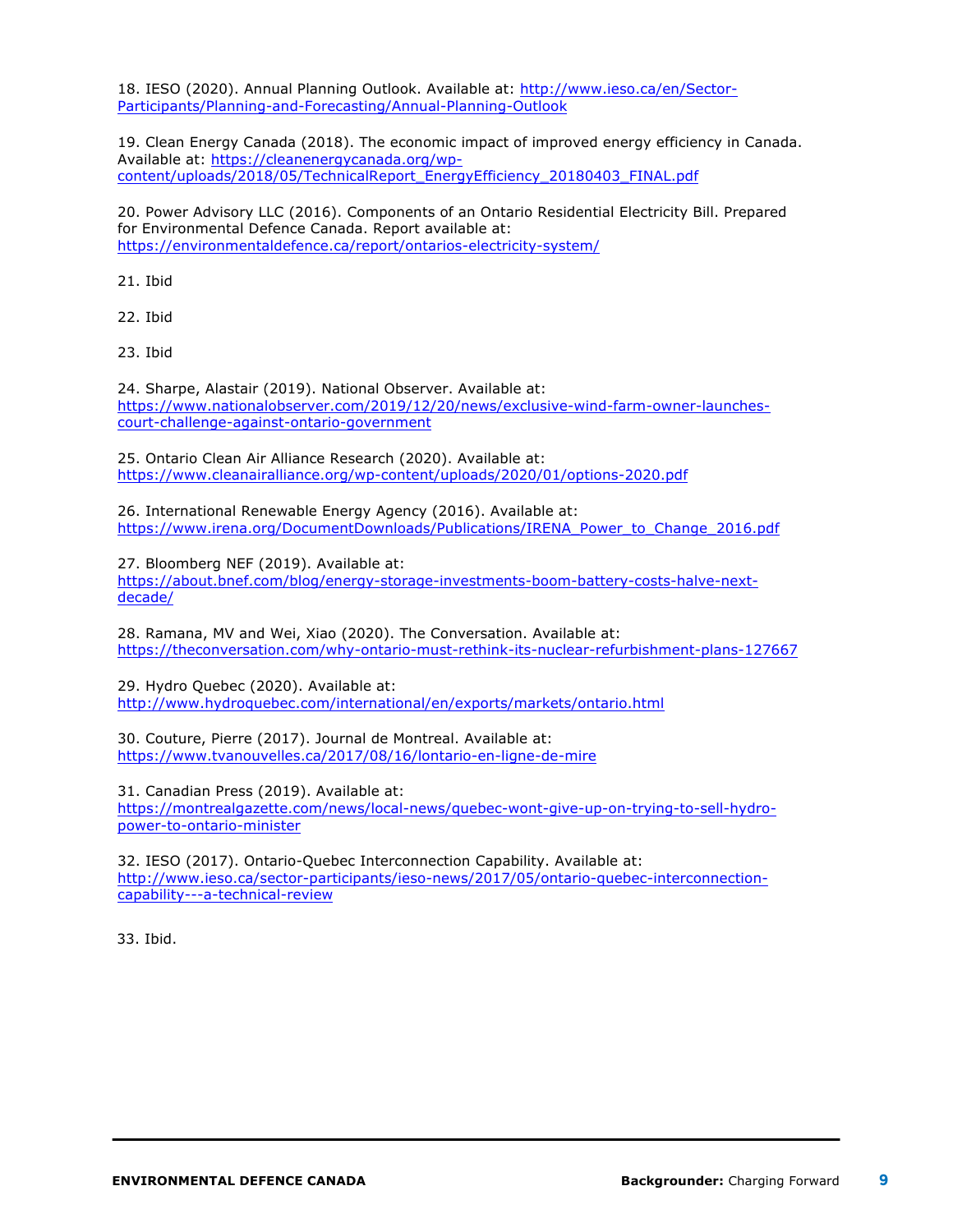18. IESO (2020). Annual Planning Outlook. Available at: http://www.ieso.ca/en/Sector-Participants/Planning-and-Forecasting/Annual-Planning-Outlook

19. Clean Energy Canada (2018). The economic impact of improved energy efficiency in Canada. Available at: https://cleanenergycanada.org/wp-content/uploads/2018/05/TechnicalReport_EnergyEfficiency_20180403_FINAL.pdf

20. Power Advisory LLC (2016). Components of an Ontario Residential Electricity Bill. Prepared for Environmental Defence Canada. Report available at: https://environmentaldefence.ca/report/ontarios-electricity-system/

21. Ibid

22. Ibid

23. Ibid

24. Sharpe, Alastair (2019). National Observer. Available at: https://www.nationalobserver.com/2019/12/20/news/exclusive-wind-farm-owner-launches-court-challenge-against-ontario-government

25. Ontario Clean Air Alliance Research (2020). Available at: https://www.cleanairalliance.org/wp-content/uploads/2020/01/options-2020.pdf

26. International Renewable Energy Agency (2016). Available at: https://www.irena.org/DocumentDownloads/Publications/IRENA_Power_to_Change_2016.pdf

27. Bloomberg NEF (2019). Available at: https://about.bnef.com/blog/energy-storage-investments-boom-battery-costs-halve-next-decade/

28. Ramana, MV and Wei, Xiao (2020). The Conversation. Available at: https://theconversation.com/why-ontario-must-rethink-its-nuclear-refurbishment-plans-127667

29. Hydro Quebec (2020). Available at: http://www.hydroquebec.com/international/en/exports/markets/ontario.html

30. Couture, Pierre (2017). Journal de Montreal. Available at: https://www.tvanouvelles.ca/2017/08/16/lontario-en-ligne-de-mire

31. Canadian Press (2019). Available at: https://montrealgazette.com/news/local-news/quebec-wont-give-up-on-trying-to-sell-hydro-power-to-ontario-minister

32. IESO (2017). Ontario-Quebec Interconnection Capability. Available at: http://www.ieso.ca/sector-participants/ieso-news/2017/05/ontario-quebec-interconnection-capability---a-technical-review

33. Ibid.